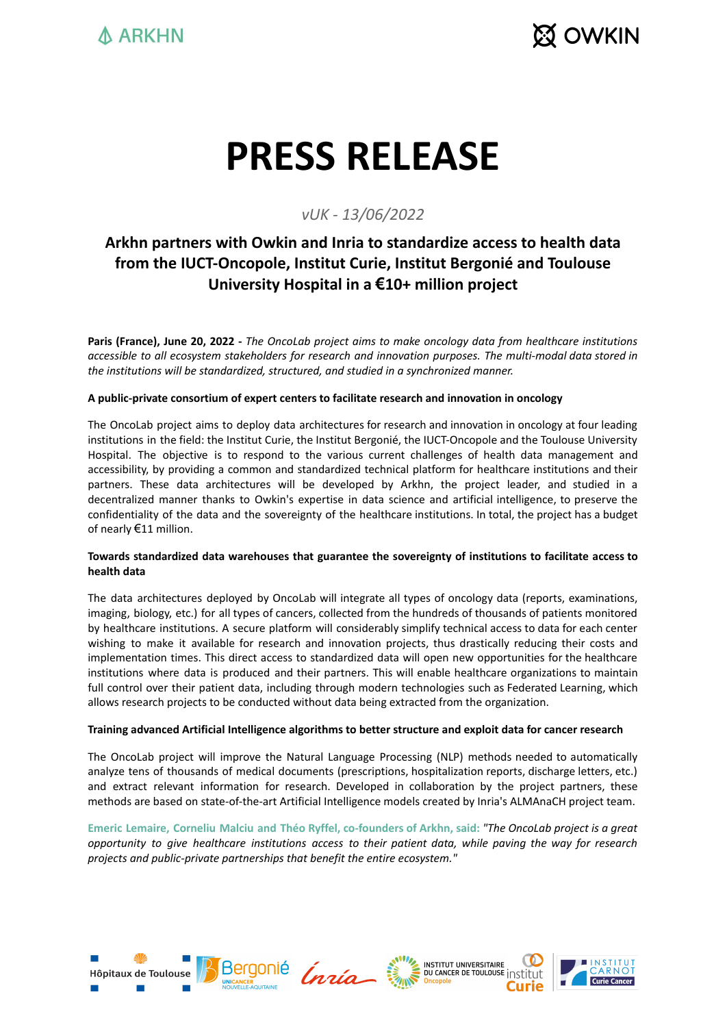# PRESS RELEASE

*vUK - 13/06/2022*

## Arkhn partners with Owkin and Inria to standardize access to health data from the IUCT-Oncopole, Institut Curie, Institut Bergonié and Toulouse University Hospital in a €10+ million project

**Paris (France), June 20, 2022 -** *The OncoLab project aims to make oncology data from healthcare institutions accessible to all ecosystem stakeholders for research and innovation purposes. The multi-modal data stored in the institutions will be standardized, structured, and studied in a synchronized manner.*

**A public-private consortium of expert centers to facilitate research and innovation in oncology**

The OncoLab project aims to deploy data architectures for research and innovation in oncology at four leading institutions in the field: the Institut Curie, the Institut Bergonié, the IUCT-Oncopole and the Toulouse University Hospital. The objective is to respond to the various current challenges of health data management and accessibility, by providing a common and standardized technical platform for healthcare institutions and their partners. These data architectures will be developed by Arkhn, the project leader, and studied in a decentralized manner thanks to Owkin's expertise in data science and artificial intelligence, to preserve the confidentiality of the data and the sovereignty of the healthcare institutions. In total, the project has a budget of nearly €11 million.

**Towards standardized data warehouses that guarantee the sovereignty of institutions to facilitate access to health data**

The data architectures deployed by OncoLab will integrate all types of oncology data (reports, examinations, imaging, biology, etc.) for all types of cancers, collected from the hundreds of thousands of patients monitored by healthcare institutions. A secure platform will considerably simplify technical access to data for each center wishing to make it available for research and innovation projects, thus drastically reducing their costs and implementation times. This direct access to standardized data will open new opportunities for the healthcare institutions where data is produced and their partners. This will enable healthcare organizations to maintain full control over their patient data, including through modern technologies such as Federated Learning, which allows research projects to be conducted without data being extracted from the organization.

**Training advanced Artificial Intelligence algorithms to better structure and exploit data for cancer research**

The OncoLab project will improve the Natural Language Processing (NLP) methods needed to automatically analyze tens of thousands of medical documents (prescriptions, hospitalization reports, discharge letters, etc.) and extract relevant information for research. Developed in collaboration by the project partners, these methods are based on state-of-the-art Artificial Intelligence models created by Inria's ALMAnaCH project team.

**Emeric Lemaire, Corneliu Malciu and Théo Ryffel, co-founders of Arkhn, said:** *"The OncoLab project is a great opportunity to give healthcare institutions access to their patient data, while paving the way for research projects and public-private partnerships that benefit the entire ecosystem."*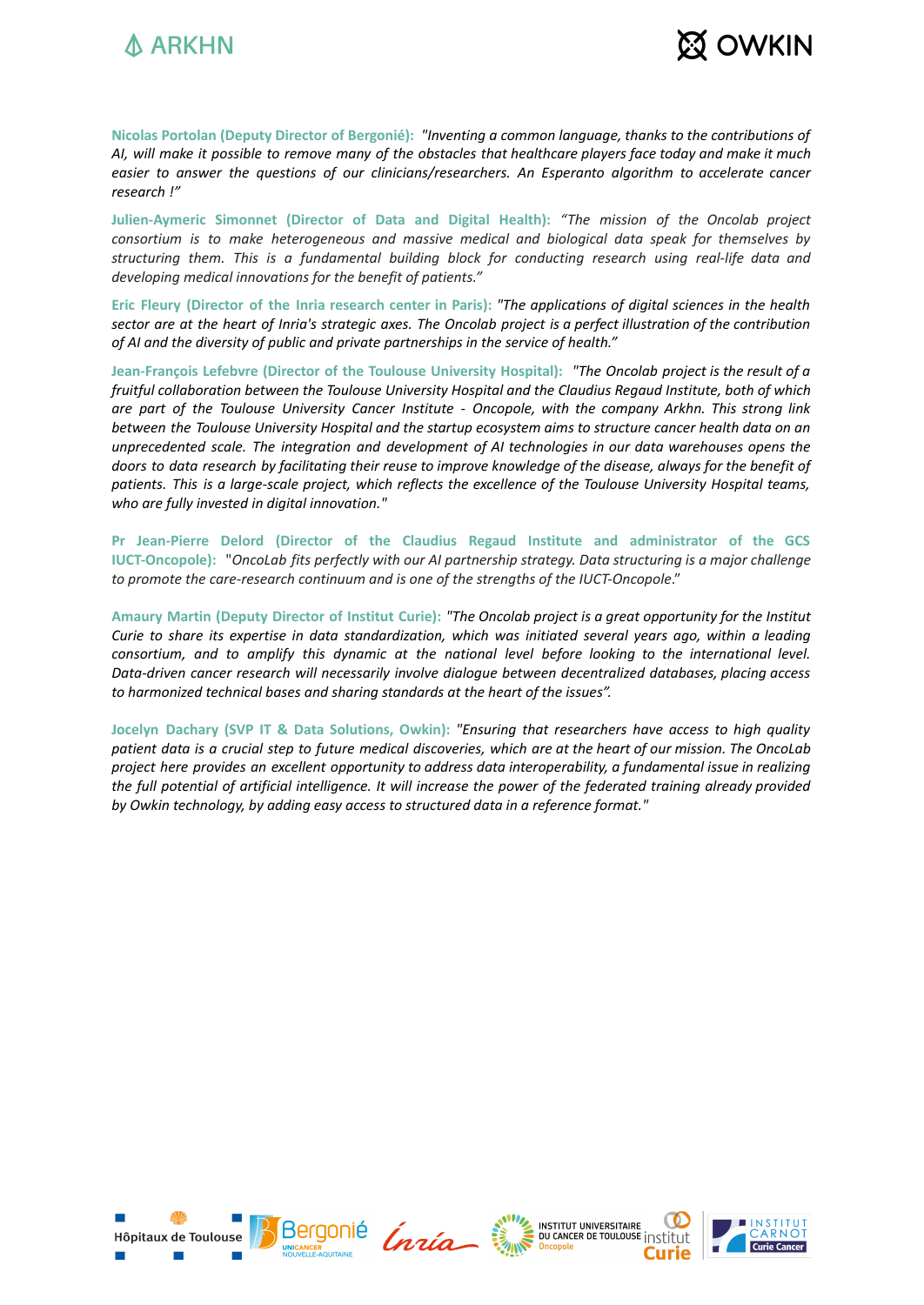**Nicolas Portolan (Deputy Director of Bergonié):** *"Inventing a common language, thanks to the contributions of AI, will make it possible to remove many of the obstacles that healthcare players face today and make it much easier to answer the questions of our clinicians/researchers. An Esperanto algorithm to accelerate cancer research !"*

**Julien-Aymeric Simonnet (Director of Data and Digital Health):** *"The mission of the Oncolab project consortium is to make heterogeneous and massive medical and biological data speak for themselves by structuring them. This is a fundamental building block for conducting research using real-life data and developing medical innovations for the benefit of patients."*

**Eric Fleury (Director of the Inria research center in Paris):** *"The applications of digital sciences in the health sector are at the heart of Inria's strategic axes. The Oncolab project is a perfect illustration of the contribution of AI and the diversity of public and private partnerships in the service of health."*

**Jean-François Lefebvre (Director of the Toulouse University Hospital):** *"The Oncolab project is the result of a fruitful collaboration between the Toulouse University Hospital and the Claudius Regaud Institute, both of which are part of the Toulouse University Cancer Institute - Oncopole, with the company Arkhn. This strong link between the Toulouse University Hospital and the startup ecosystem aims to structure cancer health data on an unprecedented scale. The integration and development of AI technologies in our data warehouses opens the doors to data research by facilitating their reuse to improve knowledge of the disease, always for the benefit of patients. This is a large-scale project, which reflects the excellence of the Toulouse University Hospital teams, who are fully invested in digital innovation."*

**Pr Jean-Pierre Delord (Director of the Claudius Regaud Institute and administrator of the GCS IUCT-Oncopole):** "*OncoLab fits perfectly with our AI partnership strategy. Data structuring is a major challenge to promote the care-research continuum and is one of the strengths of the IUCT-Oncopole.*"

**Amaury Martin (Deputy Director of Institut Curie):** *"The Oncolab project is a great opportunity for the Institut Curie to share its expertise in data standardization, which was initiated several years ago, within a leading consortium, and to amplify this dynamic at the national level before looking to the international level. Data-driven cancer research will necessarily involve dialogue between decentralized databases, placing access to harmonized technical bases and sharing standards at the heart of the issues".*

**Jocelyn Dachary (SVP IT & Data Solutions, Owkin):** *"Ensuring that researchers have access to high quality patient data is a crucial step to future medical discoveries, which are at the heart of our mission. The OncoLab project here provides an excellent opportunity to address data interoperability, a fundamental issue in realizing the full potential of artificial intelligence. It will increase the power of the federated training already provided by Owkin technology, by adding easy access to structured data in a reference format."*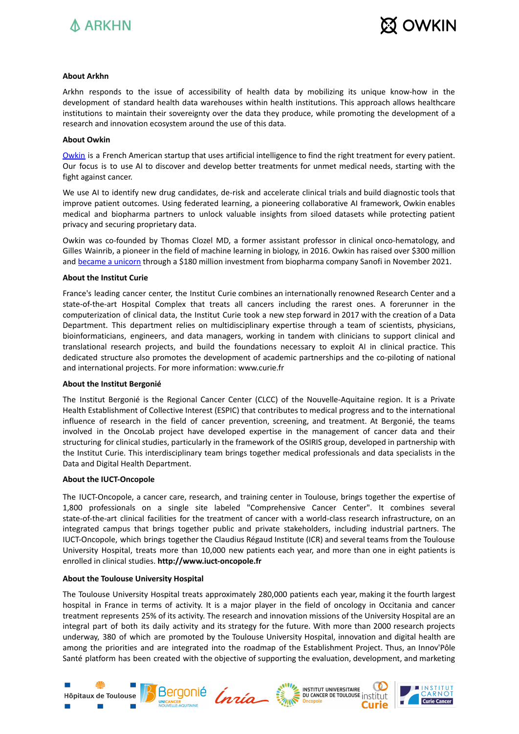**About Arkhn**

Arkhn responds to the issue of accessibility of health data by mobilizing its unique know-how in the development of standard health data warehouses within health institutions. This approach allows healthcare institutions to maintain their sovereignty over the data they produce, while promoting the development of a research and innovation ecosystem around the use of this data.

**About Owkin**

Owkin is a French American startup that uses artificial intelligence to find the right treatment for every patient. Our focus is to use AI to discover and develop better treatments for unmet medical needs, starting with the fight against cancer.

We use AI to identify new drug candidates, de-risk and accelerate clinical trials and build diagnostic tools that improve patient outcomes. Using federated learning, a pioneering collaborative AI framework, Owkin enables medical and biopharma partners to unlock valuable insights from siloed datasets while protecting patient privacy and securing proprietary data.

Owkin was co-founded by Thomas Clozel MD, a former assistant professor in clinical onco-hematology, and Gilles Wainrib, a pioneer in the field of machine learning in biology, in 2016. Owkin has raised over $300 million and became a unicorn through a $180 million investment from biopharma company Sanofi in November 2021.

**About the Institut Curie**

France's leading cancer center, the Institut Curie combines an internationally renowned Research Center and a state-of-the-art Hospital Complex that treats all cancers including the rarest ones. A forerunner in the computerization of clinical data, the Institut Curie took a new step forward in 2017 with the creation of a Data Department. This department relies on multidisciplinary expertise through a team of scientists, physicians, bioinformaticians, engineers, and data managers, working in tandem with clinicians to support clinical and translational research projects, and build the foundations necessary to exploit AI in clinical practice. This dedicated structure also promotes the development of academic partnerships and the co-piloting of national and international projects. For more information: www.curie.fr

**About the Institut Bergonié**

The Institut Bergonié is the Regional Cancer Center (CLCC) of the Nouvelle-Aquitaine region. It is a Private Health Establishment of Collective Interest (ESPIC) that contributes to medical progress and to the international influence of research in the field of cancer prevention, screening, and treatment. At Bergonié, the teams involved in the OncoLab project have developed expertise in the management of cancer data and their structuring for clinical studies, particularly in the framework of the OSIRIS group, developed in partnership with the Institut Curie. This interdisciplinary team brings together medical professionals and data specialists in the Data and Digital Health Department.

**About the IUCT-Oncopole**

The IUCT-Oncopole, a cancer care, research, and training center in Toulouse, brings together the expertise of 1,800 professionals on a single site labeled "Comprehensive Cancer Center". It combines several state-of-the-art clinical facilities for the treatment of cancer with a world-class research infrastructure, on an integrated campus that brings together public and private stakeholders, including industrial partners. The IUCT-Oncopole, which brings together the Claudius Régaud Institute (ICR) and several teams from the Toulouse University Hospital, treats more than 10,000 new patients each year, and more than one in eight patients is enrolled in clinical studies. **http://www.iuct-oncopole.fr**

**About the Toulouse University Hospital**

The Toulouse University Hospital treats approximately 280,000 patients each year, making it the fourth largest hospital in France in terms of activity. It is a major player in the field of oncology in Occitania and cancer treatment represents 25% of its activity. The research and innovation missions of the University Hospital are an integral part of both its daily activity and its strategy for the future. With more than 2000 research projects underway, 380 of which are promoted by the Toulouse University Hospital, innovation and digital health are among the priorities and are integrated into the roadmap of the Establishment Project. Thus, an Innov'Pôle Santé platform has been created with the objective of supporting the evaluation, development, and marketing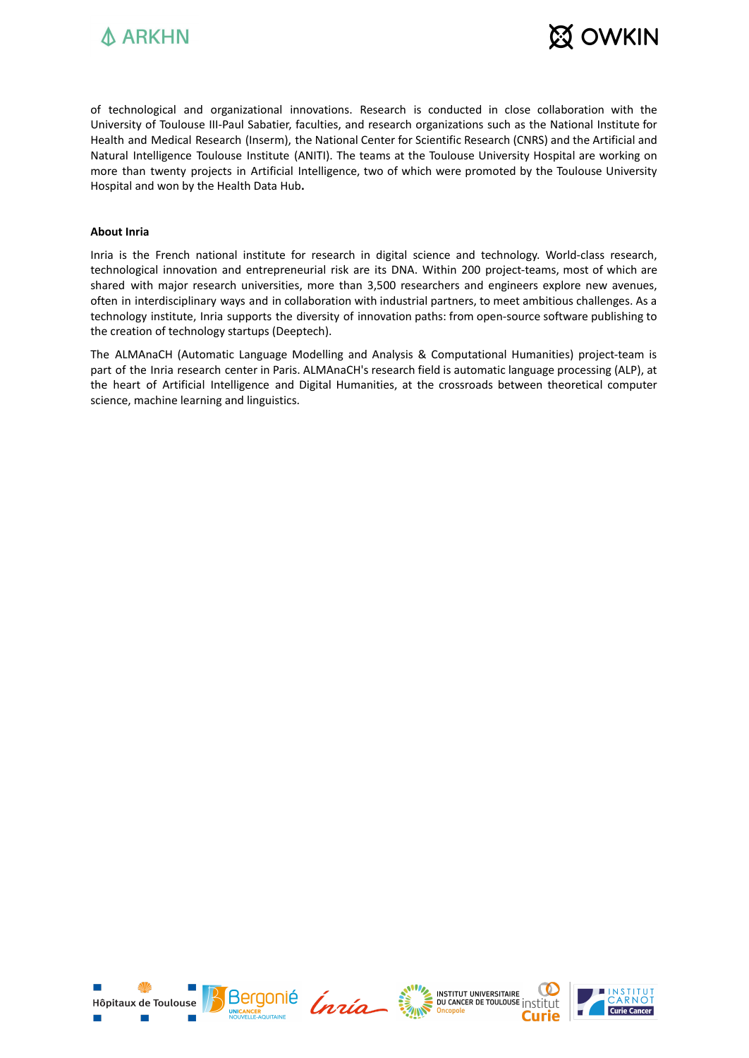of technological and organizational innovations. Research is conducted in close collaboration with the University of Toulouse III-Paul Sabatier, faculties, and research organizations such as the National Institute for Health and Medical Research (Inserm), the National Center for Scientific Research (CNRS) and the Artificial and Natural Intelligence Toulouse Institute (ANITI). The teams at the Toulouse University Hospital are working on more than twenty projects in Artificial Intelligence, two of which were promoted by the Toulouse University Hospital and won by the Health Data Hub**.**

**About Inria**

Inria is the French national institute for research in digital science and technology. World-class research, technological innovation and entrepreneurial risk are its DNA. Within 200 project-teams, most of which are shared with major research universities, more than 3,500 researchers and engineers explore new avenues, often in interdisciplinary ways and in collaboration with industrial partners, to meet ambitious challenges. As a technology institute, Inria supports the diversity of innovation paths: from open-source software publishing to the creation of technology startups (Deeptech).

The ALMAnaCH (Automatic Language Modelling and Analysis & Computational Humanities) project-team is part of the Inria research center in Paris. ALMAnaCH's research field is automatic language processing (ALP), at the heart of Artificial Intelligence and Digital Humanities, at the crossroads between theoretical computer science, machine learning and linguistics.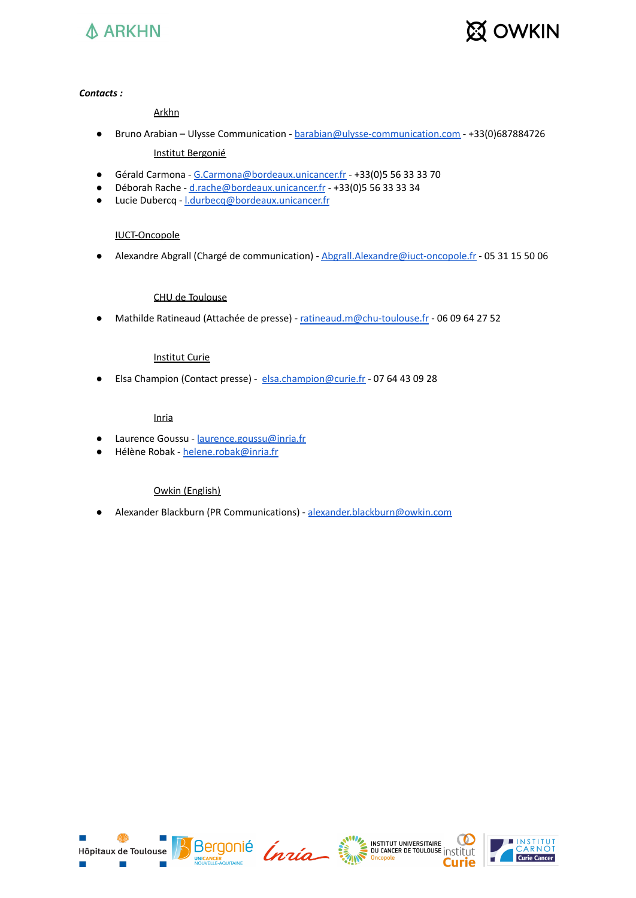***Contacts :***

Arkhn

- Bruno Arabian – Ulysse Communication - barabian@ulysse-communication.com - +33(0)687884726

Institut Bergonié

- Gérald Carmona - G.Carmona@bordeaux.unicancer.fr - +33(0)5 56 33 33 70
- Déborah Rache - d.rache@bordeaux.unicancer.fr - +33(0)5 56 33 33 34
- Lucie Dubercq - l.durbecq@bordeaux.unicancer.fr

IUCT-Oncopole

- Alexandre Abgrall (Chargé de communication) - Abgrall.Alexandre@iuct-oncopole.fr - 05 31 15 50 06

CHU de Toulouse

- Mathilde Ratineaud (Attachée de presse) - ratineaud.m@chu-toulouse.fr - 06 09 64 27 52

Institut Curie

- Elsa Champion (Contact presse) - elsa.champion@curie.fr - 07 64 43 09 28

Inria

- Laurence Goussu - laurence.goussu@inria.fr
- Hélène Robak - helene.robak@inria.fr

Owkin (English)

- Alexander Blackburn (PR Communications) - alexander.blackburn@owkin.com